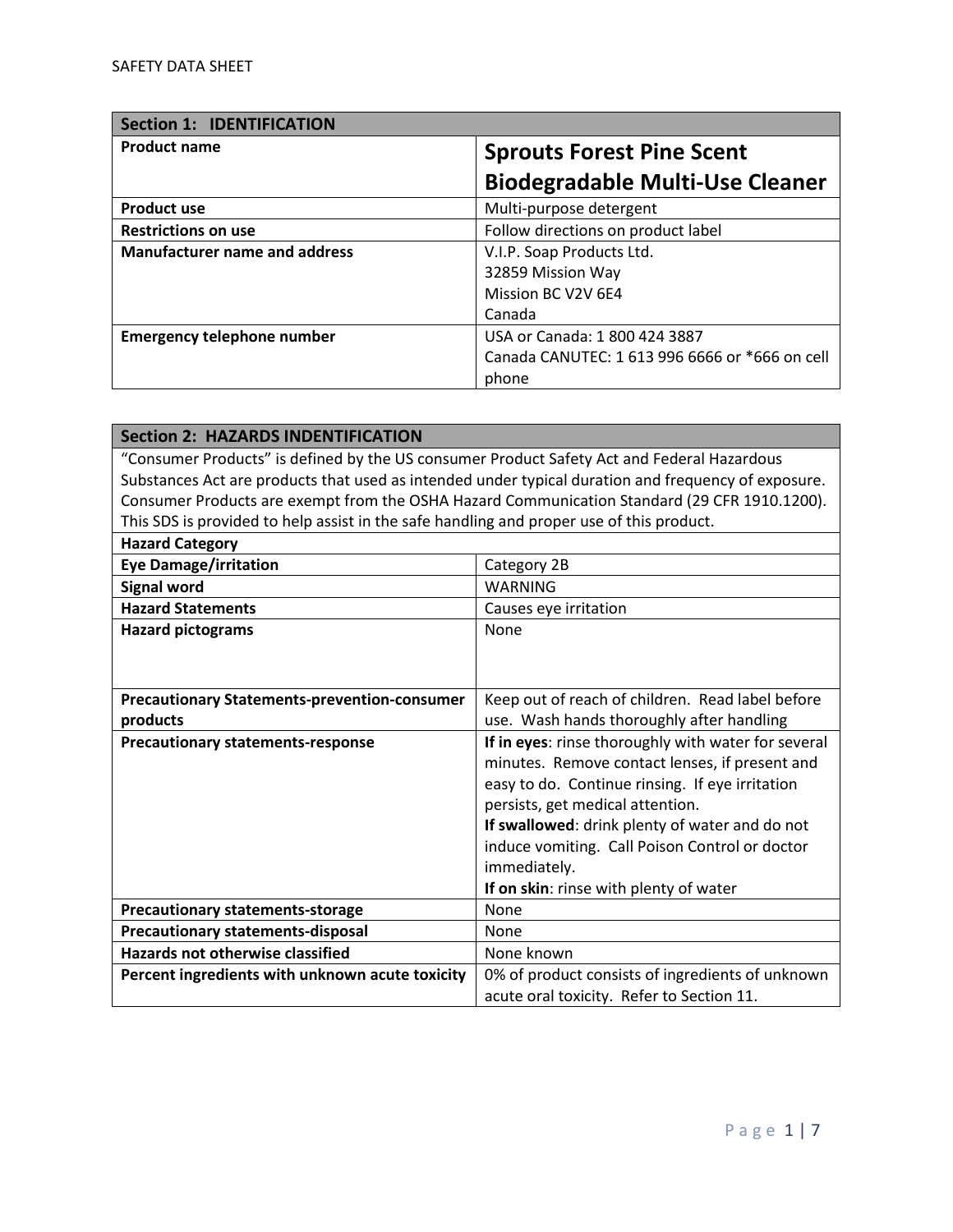SAFETY DATA SHEET

| Section 1: IDENTIFICATION | |
|---|---|
| **Product name** | **Sprouts Forest Pine Scent Biodegradable Multi-Use Cleaner** |
| **Product use** | Multi-purpose detergent |
| **Restrictions on use** | Follow directions on product label |
| **Manufacturer name and address** | V.I.P. Soap Products Ltd.<br>32859 Mission Way<br>Mission BC V2V 6E4<br>Canada |
| **Emergency telephone number** | USA or Canada: 1 800 424 3887<br>Canada CANUTEC: 1 613 996 6666 or *666 on cell phone |

| Section 2: HAZARDS INDENTIFICATION | |
|---|---|
| "Consumer Products" is defined by the US consumer Product Safety Act and Federal Hazardous Substances Act are products that used as intended under typical duration and frequency of exposure. Consumer Products are exempt from the OSHA Hazard Communication Standard (29 CFR 1910.1200). This SDS is provided to help assist in the safe handling and proper use of this product. | |
| **Hazard Category** | |
| **Eye Damage/irritation** | Category 2B |
| **Signal word** | WARNING |
| **Hazard Statements** | Causes eye irritation |
| **Hazard pictograms** | None |
| **Precautionary Statements-prevention-consumer products** | Keep out of reach of children. Read label before use. Wash hands thoroughly after handling |
| **Precautionary statements-response** | **If in eyes**: rinse thoroughly with water for several minutes. Remove contact lenses, if present and easy to do. Continue rinsing. If eye irritation persists, get medical attention.<br>**If swallowed**: drink plenty of water and do not induce vomiting. Call Poison Control or doctor immediately.<br>**If on skin**: rinse with plenty of water |
| **Precautionary statements-storage** | None |
| **Precautionary statements-disposal** | None |
| **Hazards not otherwise classified** | None known |
| **Percent ingredients with unknown acute toxicity** | 0% of product consists of ingredients of unknown acute oral toxicity. Refer to Section 11. |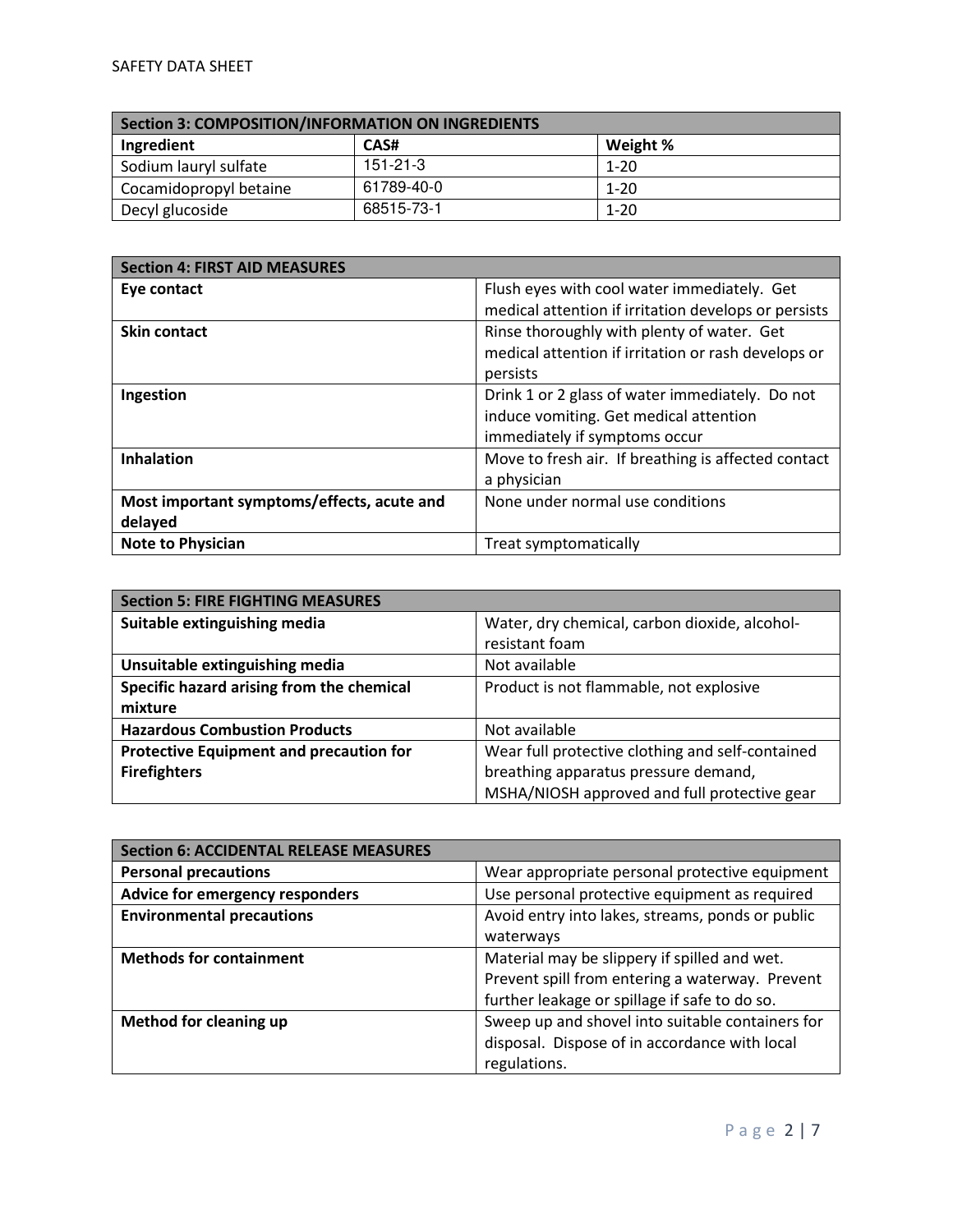| Section 3: COMPOSITION/INFORMATION ON INGREDIENTS | | |
|---|---|---|
| **Ingredient** | **CAS#** | **Weight %** |
| Sodium lauryl sulfate | 151-21-3 | 1-20 |
| Cocamidopropyl betaine | 61789-40-0 | 1-20 |
| Decyl glucoside | 68515-73-1 | 1-20 |

| Section 4: FIRST AID MEASURES | |
|---|---|
| **Eye contact** | Flush eyes with cool water immediately. Get medical attention if irritation develops or persists |
| **Skin contact** | Rinse thoroughly with plenty of water. Get medical attention if irritation or rash develops or persists |
| **Ingestion** | Drink 1 or 2 glass of water immediately. Do not induce vomiting. Get medical attention immediately if symptoms occur |
| **Inhalation** | Move to fresh air. If breathing is affected contact a physician |
| **Most important symptoms/effects, acute and delayed** | None under normal use conditions |
| **Note to Physician** | Treat symptomatically |

| Section 5: FIRE FIGHTING MEASURES | |
|---|---|
| **Suitable extinguishing media** | Water, dry chemical, carbon dioxide, alcohol-resistant foam |
| **Unsuitable extinguishing media** | Not available |
| **Specific hazard arising from the chemical mixture** | Product is not flammable, not explosive |
| **Hazardous Combustion Products** | Not available |
| **Protective Equipment and precaution for Firefighters** | Wear full protective clothing and self-contained breathing apparatus pressure demand, MSHA/NIOSH approved and full protective gear |

| Section 6: ACCIDENTAL RELEASE MEASURES | |
|---|---|
| **Personal precautions** | Wear appropriate personal protective equipment |
| **Advice for emergency responders** | Use personal protective equipment as required |
| **Environmental precautions** | Avoid entry into lakes, streams, ponds or public waterways |
| **Methods for containment** | Material may be slippery if spilled and wet. Prevent spill from entering a waterway. Prevent further leakage or spillage if safe to do so. |
| **Method for cleaning up** | Sweep up and shovel into suitable containers for disposal. Dispose of in accordance with local regulations. |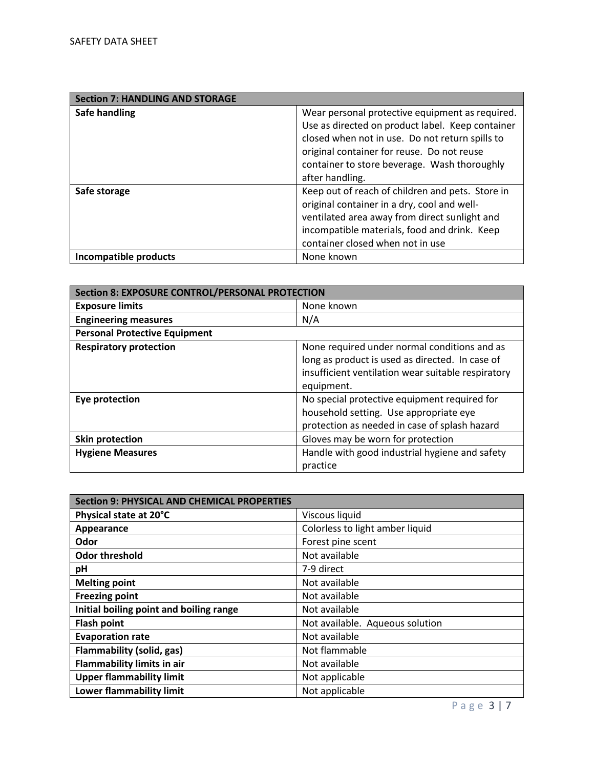| Section 7: HANDLING AND STORAGE | |
|---|---|
| **Safe handling** | Wear personal protective equipment as required. Use as directed on product label. Keep container closed when not in use. Do not return spills to original container for reuse. Do not reuse container to store beverage. Wash thoroughly after handling. |
| **Safe storage** | Keep out of reach of children and pets. Store in original container in a dry, cool and well-ventilated area away from direct sunlight and incompatible materials, food and drink. Keep container closed when not in use |
| **Incompatible products** | None known |

| Section 8: EXPOSURE CONTROL/PERSONAL PROTECTION | |
|---|---|
| **Exposure limits** | None known |
| **Engineering measures** | N/A |
| **Personal Protective Equipment** | |
| **Respiratory protection** | None required under normal conditions and as long as product is used as directed. In case of insufficient ventilation wear suitable respiratory equipment. |
| **Eye protection** | No special protective equipment required for household setting. Use appropriate eye protection as needed in case of splash hazard |
| **Skin protection** | Gloves may be worn for protection |
| **Hygiene Measures** | Handle with good industrial hygiene and safety practice |

| Section 9: PHYSICAL AND CHEMICAL PROPERTIES | |
|---|---|
| **Physical state at 20°C** | Viscous liquid |
| **Appearance** | Colorless to light amber liquid |
| **Odor** | Forest pine scent |
| **Odor threshold** | Not available |
| **pH** | 7-9 direct |
| **Melting point** | Not available |
| **Freezing point** | Not available |
| **Initial boiling point and boiling range** | Not available |
| **Flash point** | Not available. Aqueous solution |
| **Evaporation rate** | Not available |
| **Flammability (solid, gas)** | Not flammable |
| **Flammability limits in air** | Not available |
| **Upper flammability limit** | Not applicable |
| **Lower flammability limit** | Not applicable |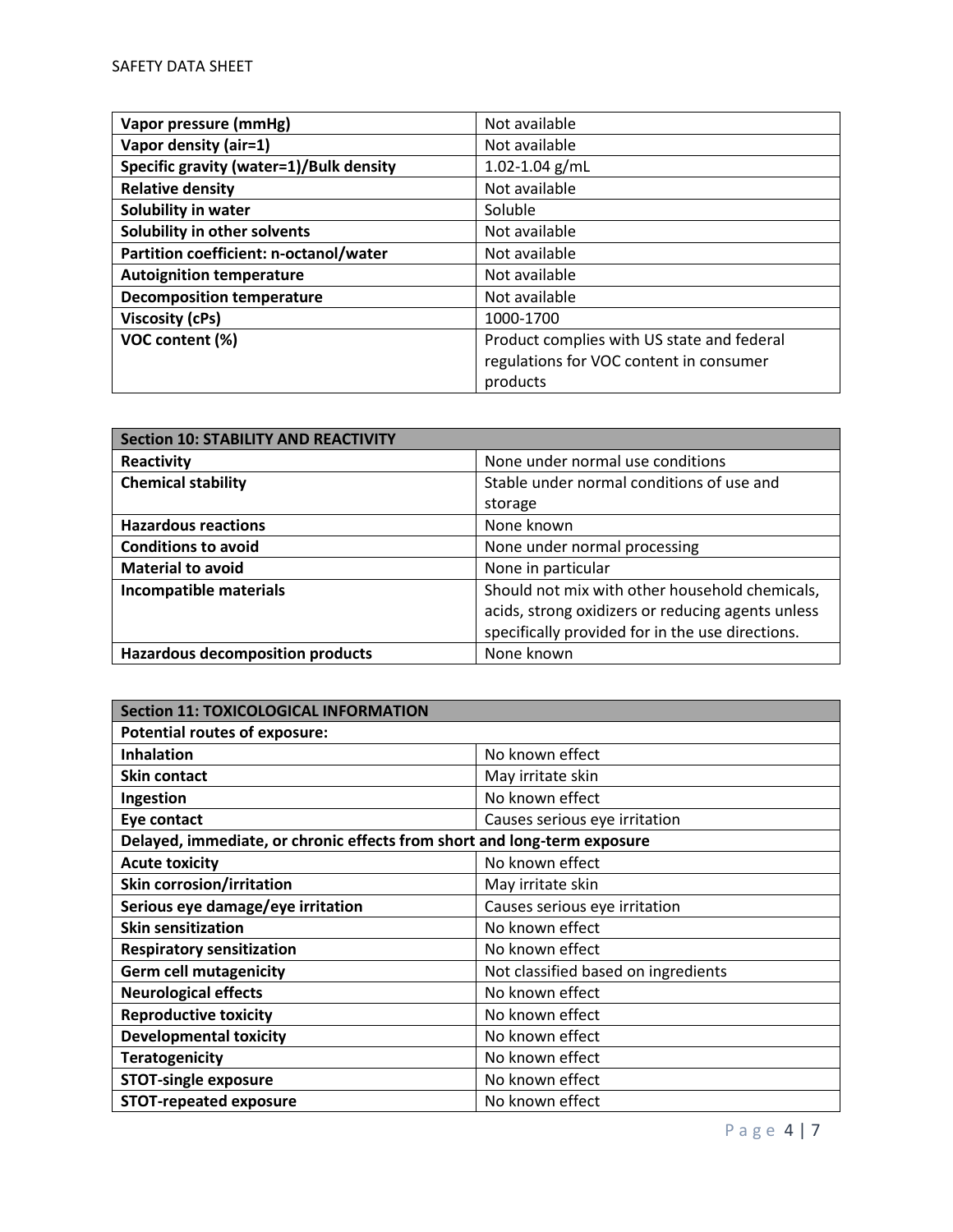| Vapor pressure (mmHg) | Not available |
|---|---|
| Vapor density (air=1) | Not available |
| Specific gravity (water=1)/Bulk density | 1.02-1.04 g/mL |
| Relative density | Not available |
| Solubility in water | Soluble |
| Solubility in other solvents | Not available |
| Partition coefficient: n-octanol/water | Not available |
| Autoignition temperature | Not available |
| Decomposition temperature | Not available |
| Viscosity (cPs) | 1000-1700 |
| VOC content (%) | Product complies with US state and federal regulations for VOC content in consumer products |

| Section 10: STABILITY AND REACTIVITY | |
|---|---|
| Reactivity | None under normal use conditions |
| Chemical stability | Stable under normal conditions of use and storage |
| Hazardous reactions | None known |
| Conditions to avoid | None under normal processing |
| Material to avoid | None in particular |
| Incompatible materials | Should not mix with other household chemicals, acids, strong oxidizers or reducing agents unless specifically provided for in the use directions. |
| Hazardous decomposition products | None known |

| Section 11: TOXICOLOGICAL INFORMATION | |
|---|---|
| **Potential routes of exposure:** | |
| Inhalation | No known effect |
| Skin contact | May irritate skin |
| Ingestion | No known effect |
| Eye contact | Causes serious eye irritation |
| **Delayed, immediate, or chronic effects from short and long-term exposure** | |
| Acute toxicity | No known effect |
| Skin corrosion/irritation | May irritate skin |
| Serious eye damage/eye irritation | Causes serious eye irritation |
| Skin sensitization | No known effect |
| Respiratory sensitization | No known effect |
| Germ cell mutagenicity | Not classified based on ingredients |
| Neurological effects | No known effect |
| Reproductive toxicity | No known effect |
| Developmental toxicity | No known effect |
| Teratogenicity | No known effect |
| STOT-single exposure | No known effect |
| STOT-repeated exposure | No known effect |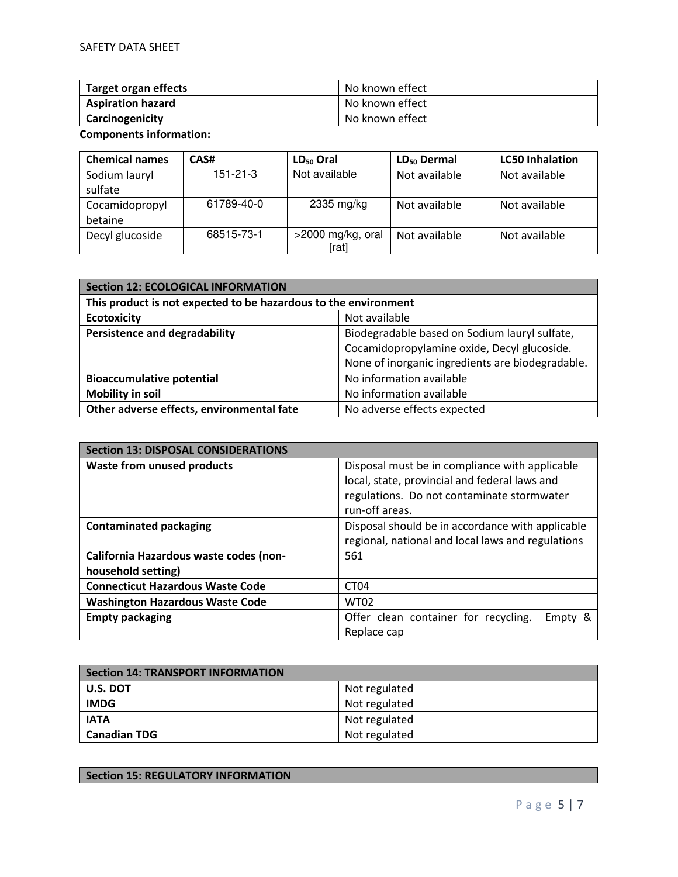| Target organ effects | No known effect |
|---|---|
| Aspiration hazard | No known effect |
| Carcinogenicity | No known effect |

**Components information:**

| Chemical names | CAS# | $LD_{50}$ Oral | $LD_{50}$ Dermal | LC50 Inhalation |
|---|---|---|---|---|
| Sodium lauryl sulfate | 151-21-3 | Not available | Not available | Not available |
| Cocamidopropyl betaine | 61789-40-0 | 2335 mg/kg | Not available | Not available |
| Decyl glucoside | 68515-73-1 | >2000 mg/kg, oral [rat] | Not available | Not available |

| Section 12: ECOLOGICAL INFORMATION | |
|---|---|
| This product is not expected to be hazardous to the environment | |
| **Ecotoxicity** | Not available |
| **Persistence and degradability** | Biodegradable based on Sodium lauryl sulfate, Cocamidopropylamine oxide, Decyl glucoside. None of inorganic ingredients are biodegradable. |
| **Bioaccumulative potential** | No information available |
| **Mobility in soil** | No information available |
| **Other adverse effects, environmental fate** | No adverse effects expected |

| Section 13: DISPOSAL CONSIDERATIONS | |
|---|---|
| **Waste from unused products** | Disposal must be in compliance with applicable local, state, provincial and federal laws and regulations. Do not contaminate stormwater run-off areas. |
| **Contaminated packaging** | Disposal should be in accordance with applicable regional, national and local laws and regulations |
| **California Hazardous waste codes (non-household setting)** | 561 |
| **Connecticut Hazardous Waste Code** | CT04 |
| **Washington Hazardous Waste Code** | WT02 |
| **Empty packaging** | Offer clean container for recycling. Empty & Replace cap |

| Section 14: TRANSPORT INFORMATION | |
|---|---|
| **U.S. DOT** | Not regulated |
| **IMDG** | Not regulated |
| **IATA** | Not regulated |
| **Canadian TDG** | Not regulated |

| Section 15: REGULATORY INFORMATION |
|---|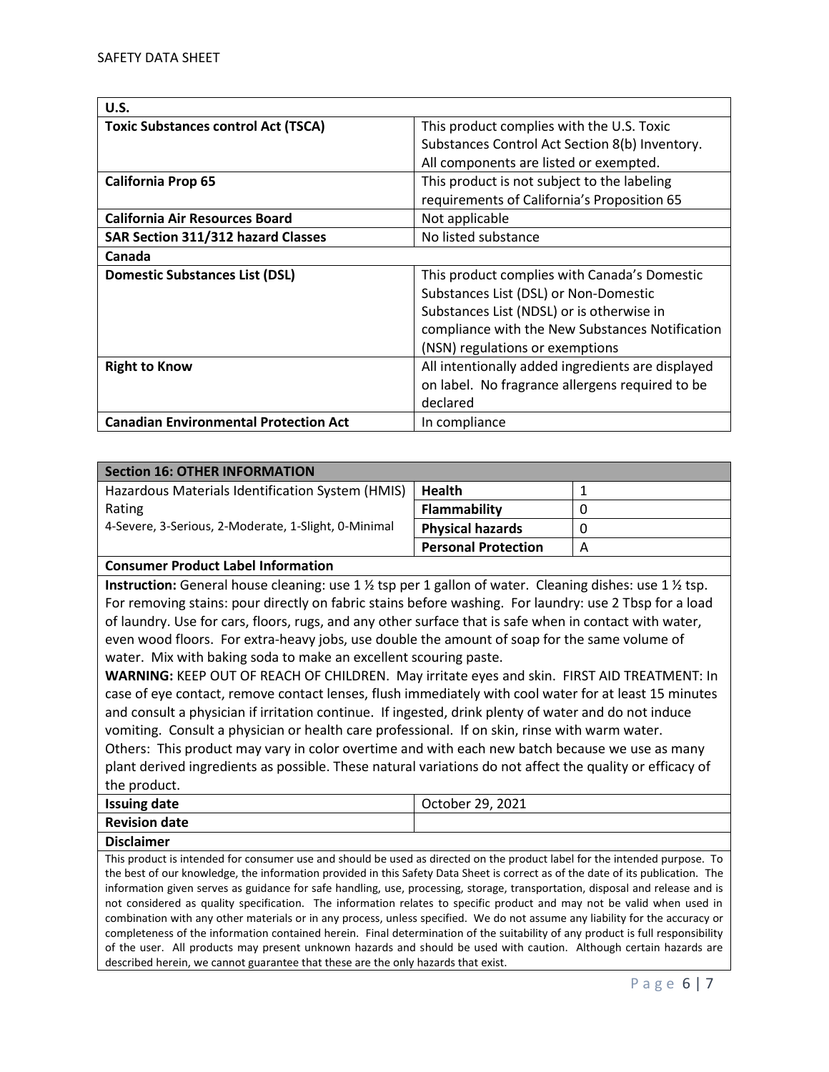| U.S. | |
|---|---|
| **Toxic Substances control Act (TSCA)** | This product complies with the U.S. Toxic Substances Control Act Section 8(b) Inventory. All components are listed or exempted. |
| **California Prop 65** | This product is not subject to the labeling requirements of California's Proposition 65 |
| **California Air Resources Board** | Not applicable |
| **SAR Section 311/312 hazard Classes** | No listed substance |
| **Canada** | |
| **Domestic Substances List (DSL)** | This product complies with Canada's Domestic Substances List (DSL) or Non-Domestic Substances List (NDSL) or is otherwise in compliance with the New Substances Notification (NSN) regulations or exemptions |
| **Right to Know** | All intentionally added ingredients are displayed on label. No fragrance allergens required to be declared |
| **Canadian Environmental Protection Act** | In compliance |

## Section 16: OTHER INFORMATION

| Hazardous Materials Identification System (HMIS) Rating<br>4-Severe, 3-Serious, 2-Moderate, 1-Slight, 0-Minimal | | |
|---|---|---|
| | **Health** | 1 |
| | **Flammability** | 0 |
| | **Physical hazards** | 0 |
| | **Personal Protection** | A |

**Consumer Product Label Information**

**Instruction:** General house cleaning: use 1 ½ tsp per 1 gallon of water. Cleaning dishes: use 1 ½ tsp. For removing stains: pour directly on fabric stains before washing. For laundry: use 2 Tbsp for a load of laundry. Use for cars, floors, rugs, and any other surface that is safe when in contact with water, even wood floors. For extra-heavy jobs, use double the amount of soap for the same volume of water. Mix with baking soda to make an excellent scouring paste.

**WARNING:** KEEP OUT OF REACH OF CHILDREN. May irritate eyes and skin. FIRST AID TREATMENT: In case of eye contact, remove contact lenses, flush immediately with cool water for at least 15 minutes and consult a physician if irritation continue. If ingested, drink plenty of water and do not induce vomiting. Consult a physician or health care professional. If on skin, rinse with warm water.

Others: This product may vary in color overtime and with each new batch because we use as many plant derived ingredients as possible. These natural variations do not affect the quality or efficacy of the product.

| **Issuing date** | October 29, 2021 |
|---|---|
| **Revision date** | |

**Disclaimer**

This product is intended for consumer use and should be used as directed on the product label for the intended purpose. To the best of our knowledge, the information provided in this Safety Data Sheet is correct as of the date of its publication. The information given serves as guidance for safe handling, use, processing, storage, transportation, disposal and release and is not considered as quality specification. The information relates to specific product and may not be valid when used in combination with any other materials or in any process, unless specified. We do not assume any liability for the accuracy or completeness of the information contained herein. Final determination of the suitability of any product is full responsibility of the user. All products may present unknown hazards and should be used with caution. Although certain hazards are described herein, we cannot guarantee that these are the only hazards that exist.